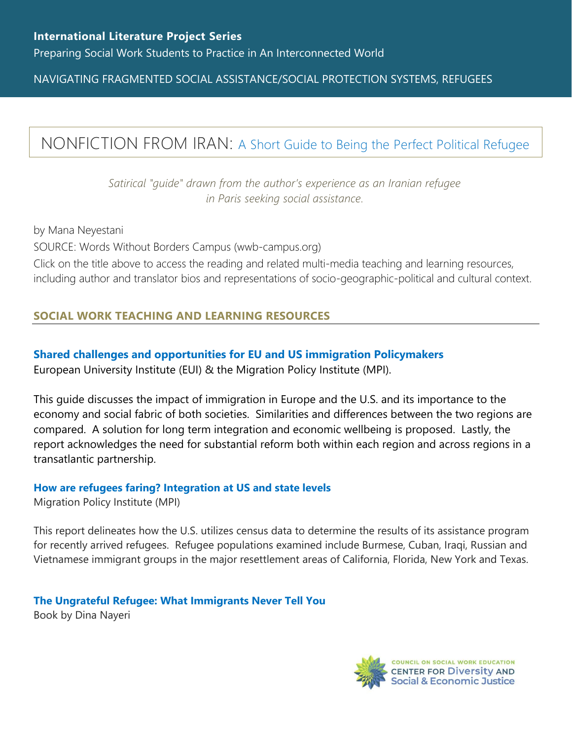**International Literature Project Series**

Preparing Social Work Students to Practice in An Interconnected World

NAVIGATING FRAGMENTED SOCIAL ASSISTANCE/SOCIAL PROTECTION SYSTEMS, REFUGEES

# NONFICTION FROM IRAN: A Short Guide to Being the Perfect Political Refugee

*Satirical "guide" drawn from the author's experience as an Iranian refugee in Paris seeking social assistance.*

by Mana Neyestani

SOURCE: Words Without Borders Campus (wwb-campus.org)

Click on the title above to access the reading and related multi-media teaching and learning resources, including author and translator bios and representations of socio-geographic-political and cultural context.

## SOCIAL WORK TEACHING AND LEARNING RESOURCES

**Shared challenges and opportunities for EU and US immigration Policymakers**

European University Institute (EUI) & the Migration Policy Institute (MPI).

This guide discusses the impact of immigration in Europe and the U.S. and its importance to the economy and social fabric of both societies. Similarities and differences between the two regions are compared. A solution for long term integration and economic wellbeing is proposed. Lastly, the report acknowledges the need for substantial reform both within each region and across regions in a transatlantic partnership.

**How are refugees faring? Integration at US and state levels**

Migration Policy Institute (MPI)

This report delineates how the U.S. utilizes census data to determine the results of its assistance program for recently arrived refugees. Refugee populations examined include Burmese, Cuban, Iraqi, Russian and Vietnamese immigrant groups in the major resettlement areas of California, Florida, New York and Texas.

**The Ungrateful Refugee: What Immigrants Never Tell You**

Book by Dina Nayeri

COUNCIL ON SOCIAL WORK EDUCATION
CENTER FOR Diversity AND Social & Economic Justice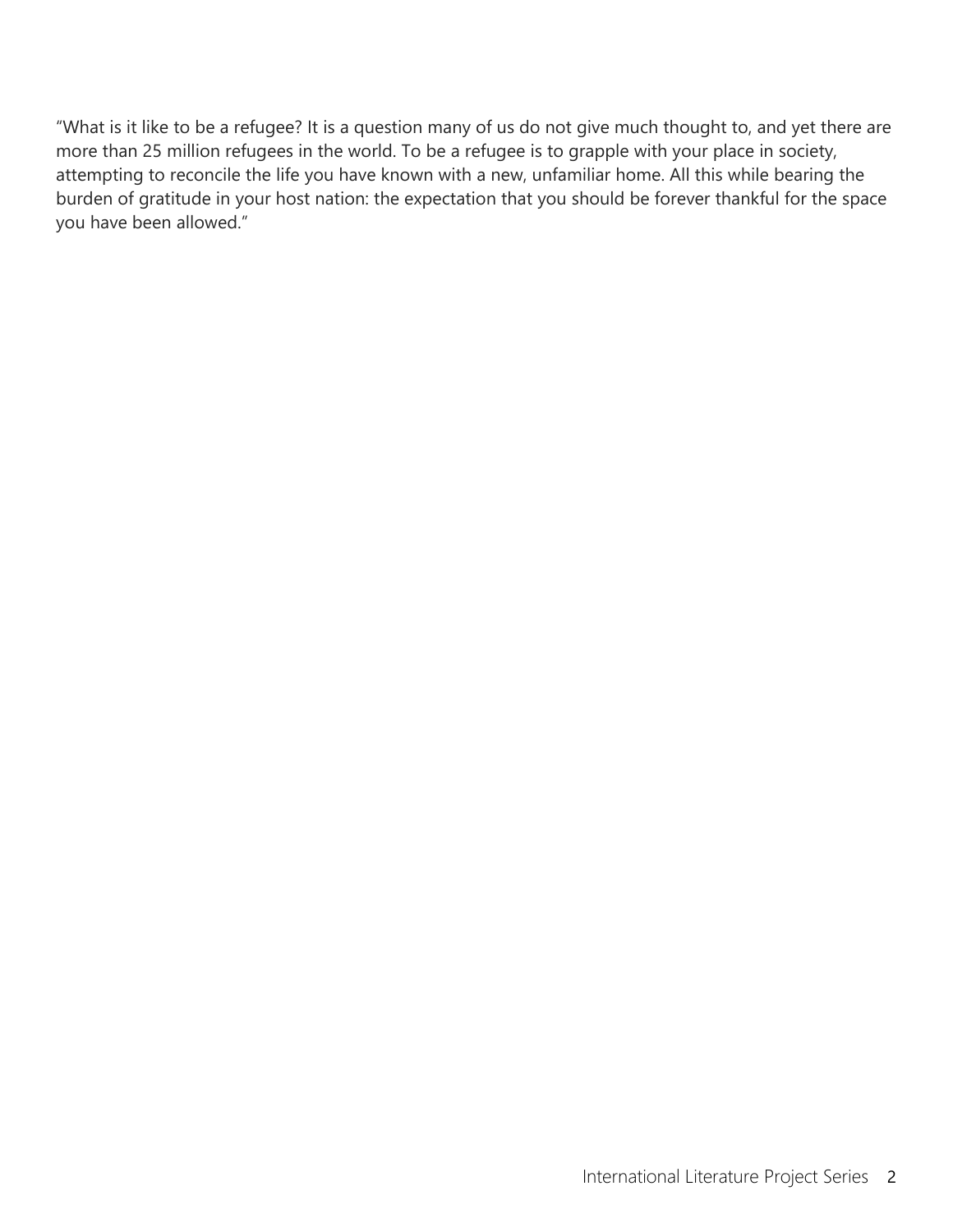"What is it like to be a refugee? It is a question many of us do not give much thought to, and yet there are more than 25 million refugees in the world. To be a refugee is to grapple with your place in society, attempting to reconcile the life you have known with a new, unfamiliar home. All this while bearing the burden of gratitude in your host nation: the expectation that you should be forever thankful for the space you have been allowed."